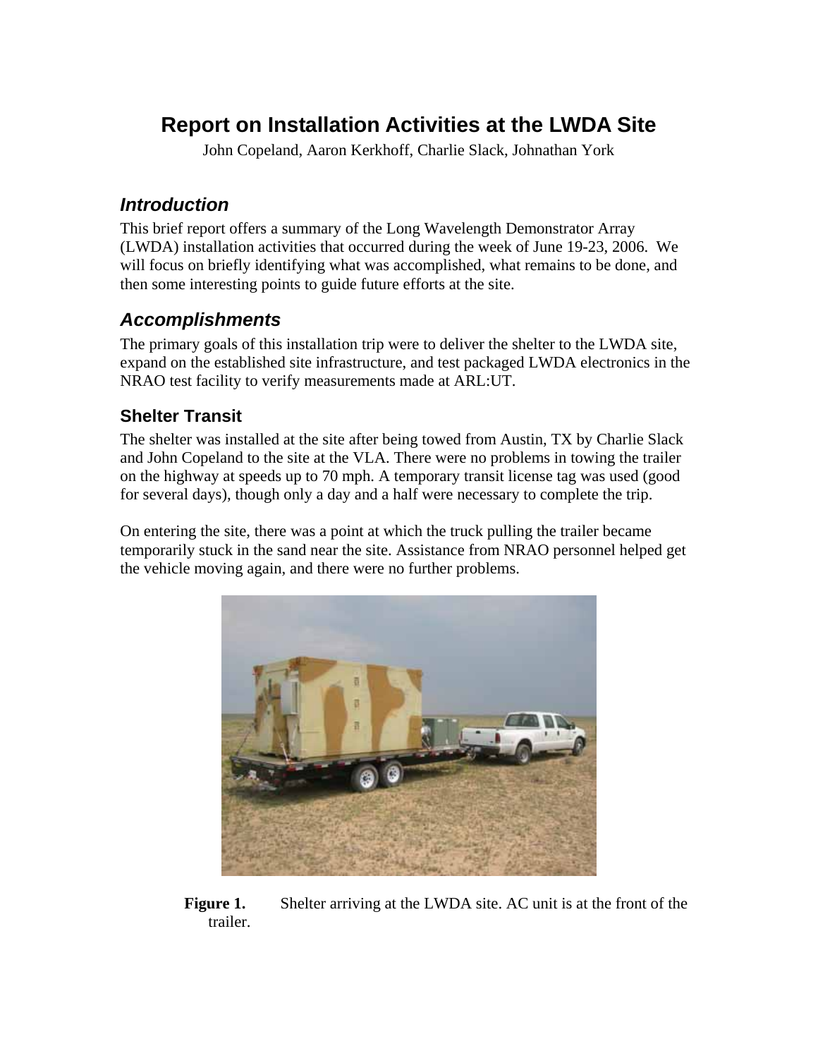# Report on Installation Activities at the LWDA Site

John Copeland, Aaron Kerkhoff, Charlie Slack, Johnathan York

## *Introduction*

This brief report offers a summary of the Long Wavelength Demonstrator Array (LWDA) installation activities that occurred during the week of June 19-23, 2006. We will focus on briefly identifying what was accomplished, what remains to be done, and then some interesting points to guide future efforts at the site.

## *Accomplishments*

The primary goals of this installation trip were to deliver the shelter to the LWDA site, expand on the established site infrastructure, and test packaged LWDA electronics in the NRAO test facility to verify measurements made at ARL:UT.

### Shelter Transit

The shelter was installed at the site after being towed from Austin, TX by Charlie Slack and John Copeland to the site at the VLA. There were no problems in towing the trailer on the highway at speeds up to 70 mph. A temporary transit license tag was used (good for several days), though only a day and a half were necessary to complete the trip.

On entering the site, there was a point at which the truck pulling the trailer became temporarily stuck in the sand near the site. Assistance from NRAO personnel helped get the vehicle moving again, and there were no further problems.

**Figure 1.** Shelter arriving at the LWDA site. AC unit is at the front of the trailer.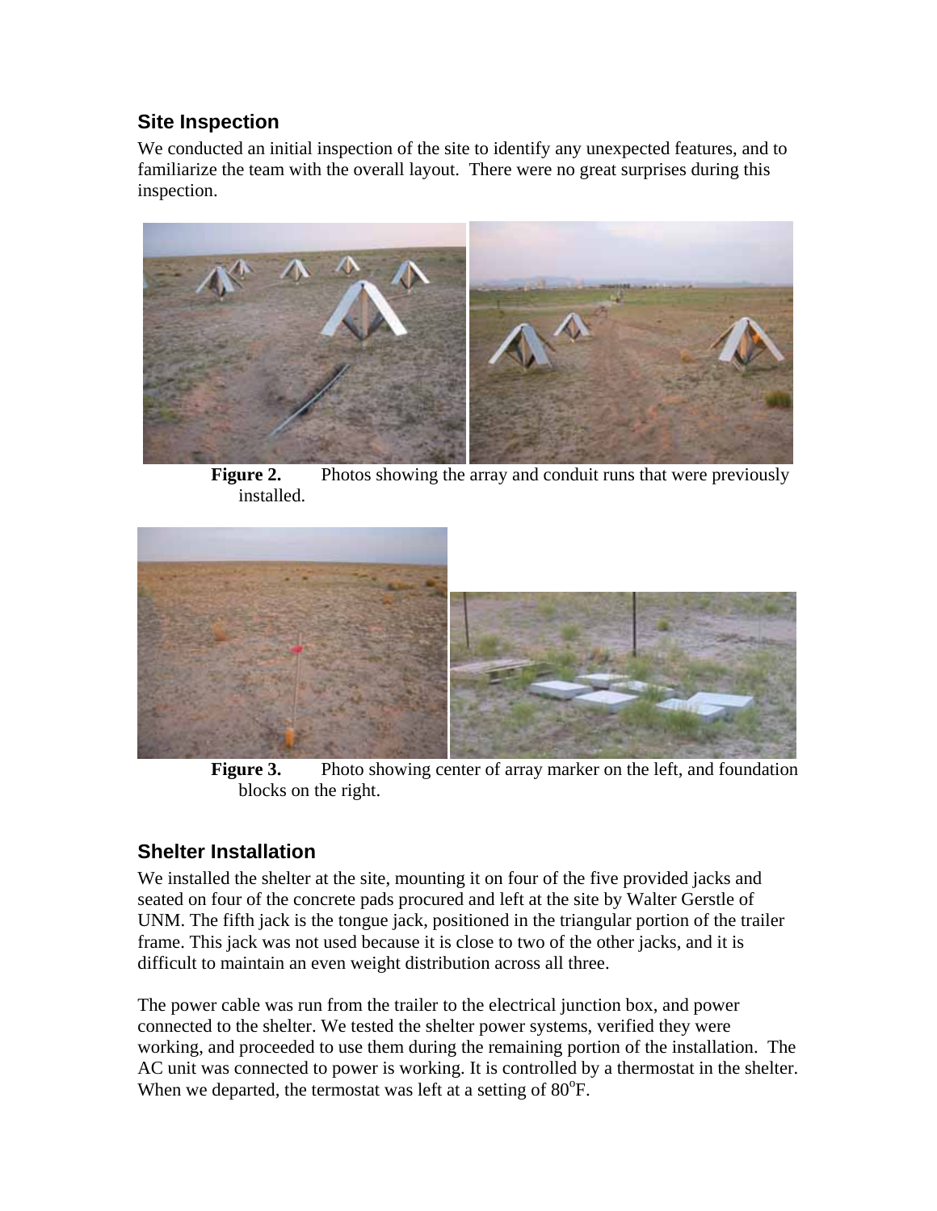## Site Inspection

We conducted an initial inspection of the site to identify any unexpected features, and to familiarize the team with the overall layout. There were no great surprises during this inspection.

**Figure 2.** Photos showing the array and conduit runs that were previously installed.

**Figure 3.** Photo showing center of array marker on the left, and foundation blocks on the right.

## Shelter Installation

We installed the shelter at the site, mounting it on four of the five provided jacks and seated on four of the concrete pads procured and left at the site by Walter Gerstle of UNM. The fifth jack is the tongue jack, positioned in the triangular portion of the trailer frame. This jack was not used because it is close to two of the other jacks, and it is difficult to maintain an even weight distribution across all three.

The power cable was run from the trailer to the electrical junction box, and power connected to the shelter. We tested the shelter power systems, verified they were working, and proceeded to use them during the remaining portion of the installation. The AC unit was connected to power is working. It is controlled by a thermostat in the shelter. When we departed, the termostat was left at a setting of 80$^{o}$F.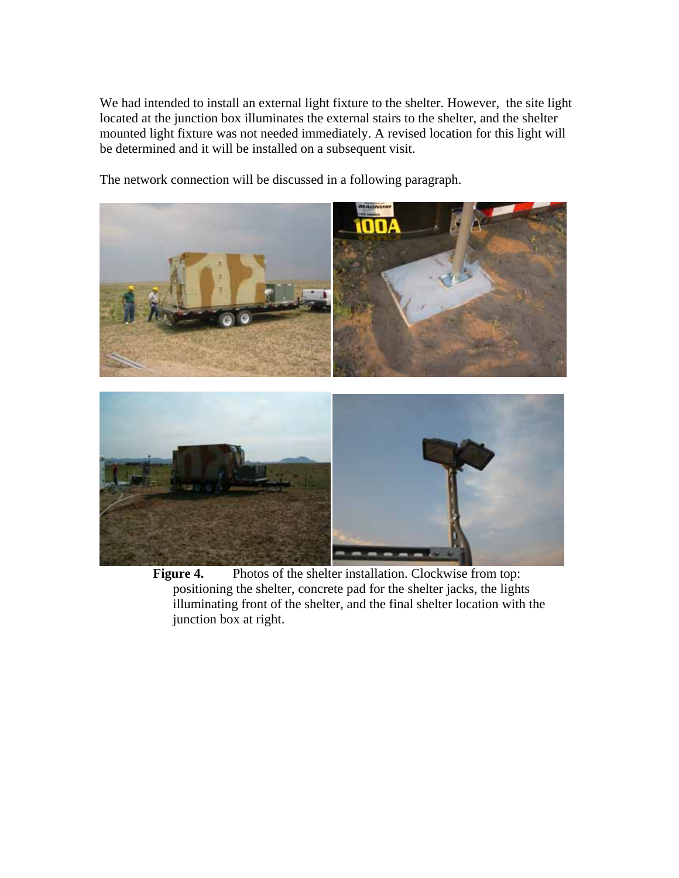We had intended to install an external light fixture to the shelter. However, the site light located at the junction box illuminates the external stairs to the shelter, and the shelter mounted light fixture was not needed immediately. A revised location for this light will be determined and it will be installed on a subsequent visit.

The network connection will be discussed in a following paragraph.

**Figure 4.** Photos of the shelter installation. Clockwise from top: positioning the shelter, concrete pad for the shelter jacks, the lights illuminating front of the shelter, and the final shelter location with the junction box at right.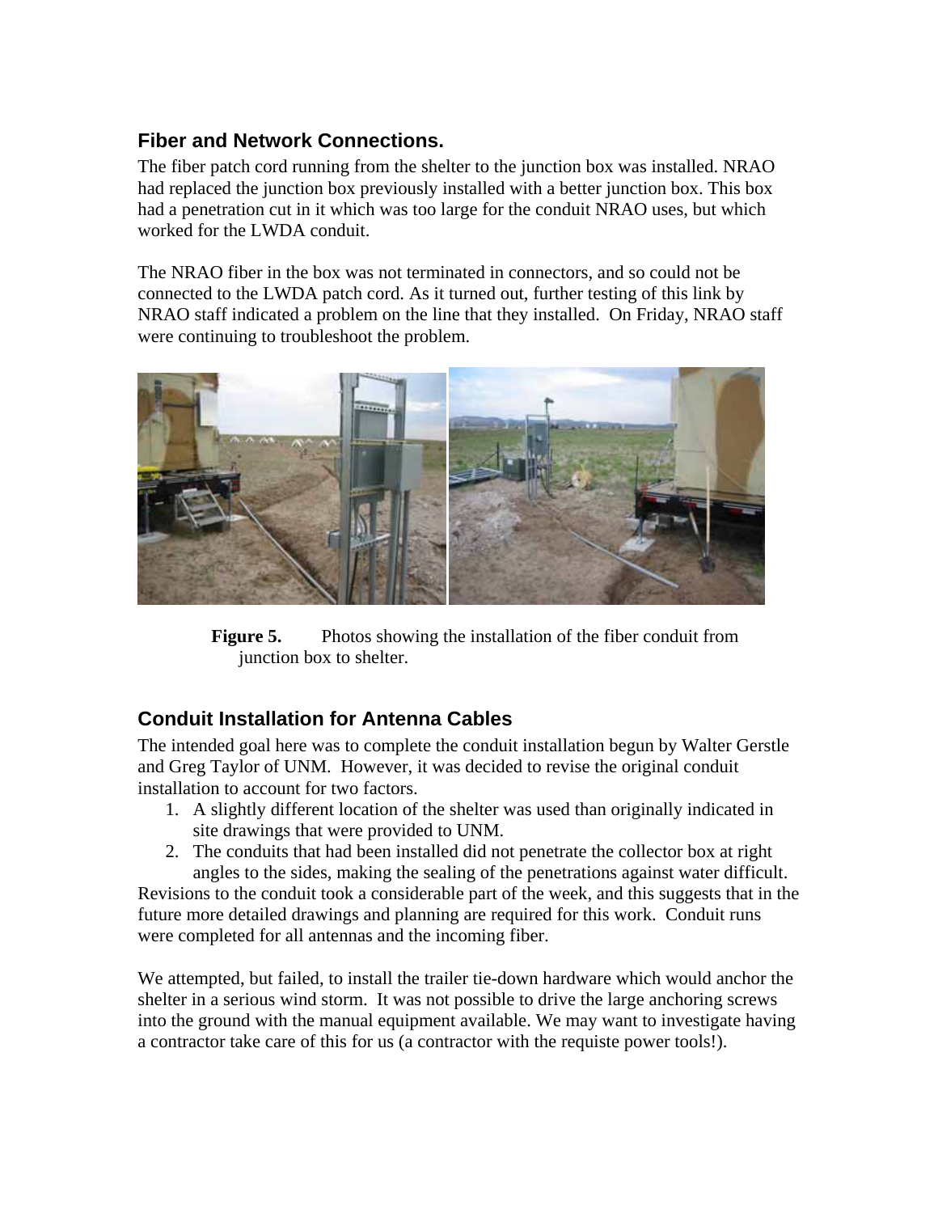## Fiber and Network Connections.

The fiber patch cord running from the shelter to the junction box was installed. NRAO had replaced the junction box previously installed with a better junction box. This box had a penetration cut in it which was too large for the conduit NRAO uses, but which worked for the LWDA conduit.

The NRAO fiber in the box was not terminated in connectors, and so could not be connected to the LWDA patch cord. As it turned out, further testing of this link by NRAO staff indicated a problem on the line that they installed. On Friday, NRAO staff were continuing to troubleshoot the problem.

**Figure 5.** Photos showing the installation of the fiber conduit from junction box to shelter.

## Conduit Installation for Antenna Cables

The intended goal here was to complete the conduit installation begun by Walter Gerstle and Greg Taylor of UNM. However, it was decided to revise the original conduit installation to account for two factors.

1. A slightly different location of the shelter was used than originally indicated in site drawings that were provided to UNM.
2. The conduits that had been installed did not penetrate the collector box at right angles to the sides, making the sealing of the penetrations against water difficult.

Revisions to the conduit took a considerable part of the week, and this suggests that in the future more detailed drawings and planning are required for this work. Conduit runs were completed for all antennas and the incoming fiber.

We attempted, but failed, to install the trailer tie-down hardware which would anchor the shelter in a serious wind storm. It was not possible to drive the large anchoring screws into the ground with the manual equipment available. We may want to investigate having a contractor take care of this for us (a contractor with the requiste power tools!).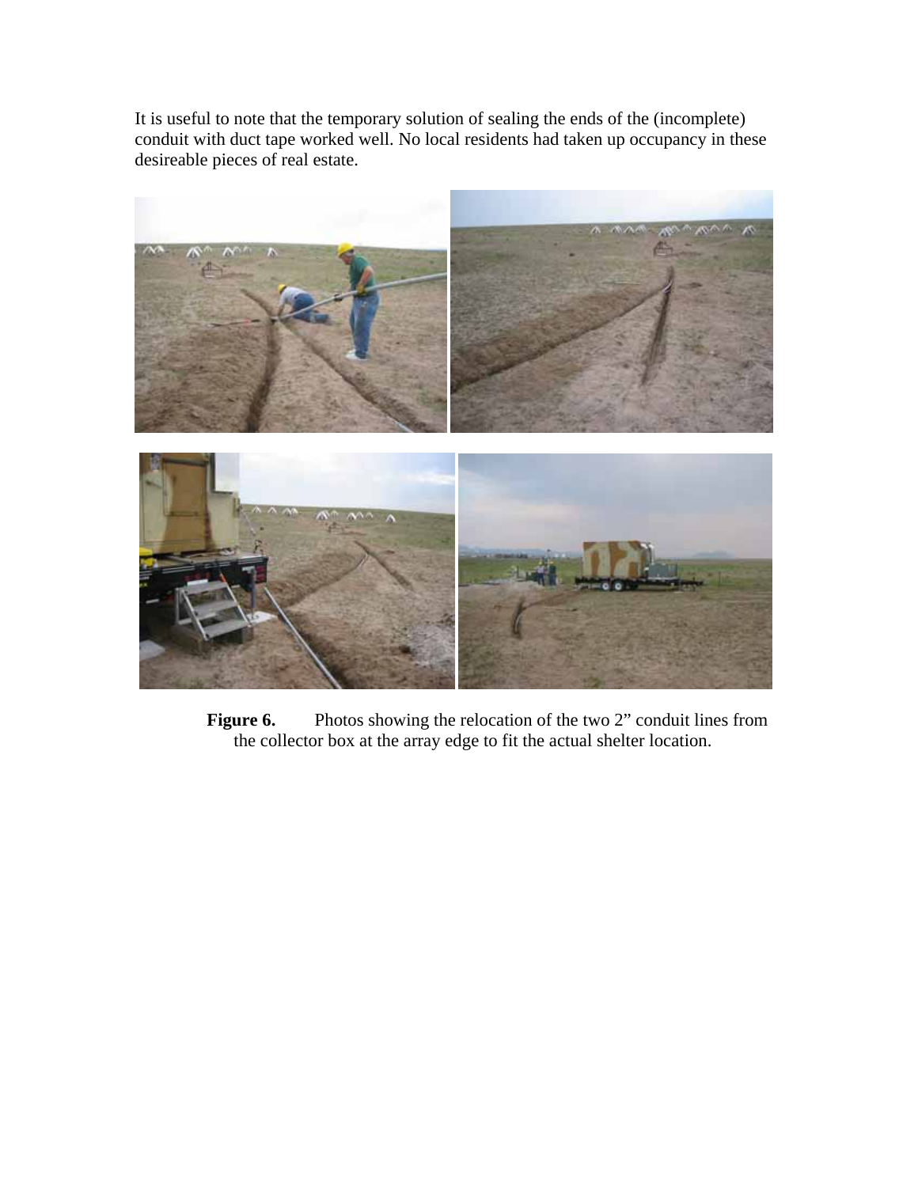It is useful to note that the temporary solution of sealing the ends of the (incomplete) conduit with duct tape worked well. No local residents had taken up occupancy in these desireable pieces of real estate.

**Figure 6.** Photos showing the relocation of the two 2" conduit lines from the collector box at the array edge to fit the actual shelter location.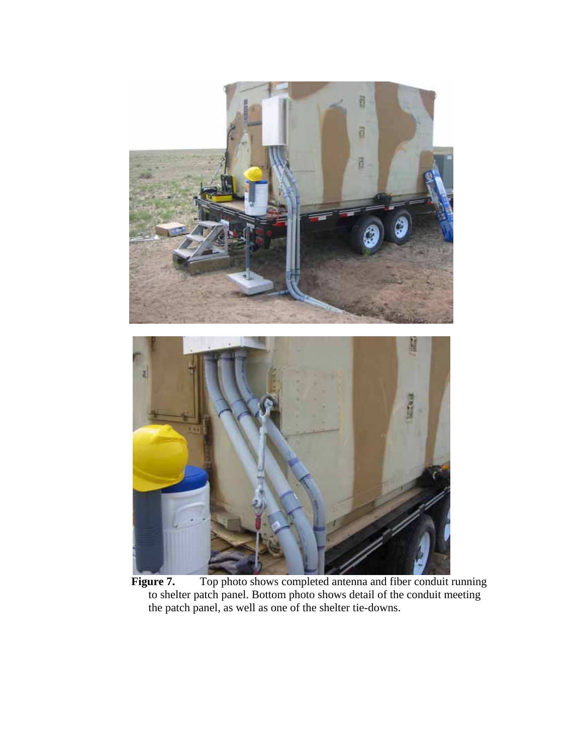**Figure 7.** Top photo shows completed antenna and fiber conduit running to shelter patch panel. Bottom photo shows detail of the conduit meeting the patch panel, as well as one of the shelter tie-downs.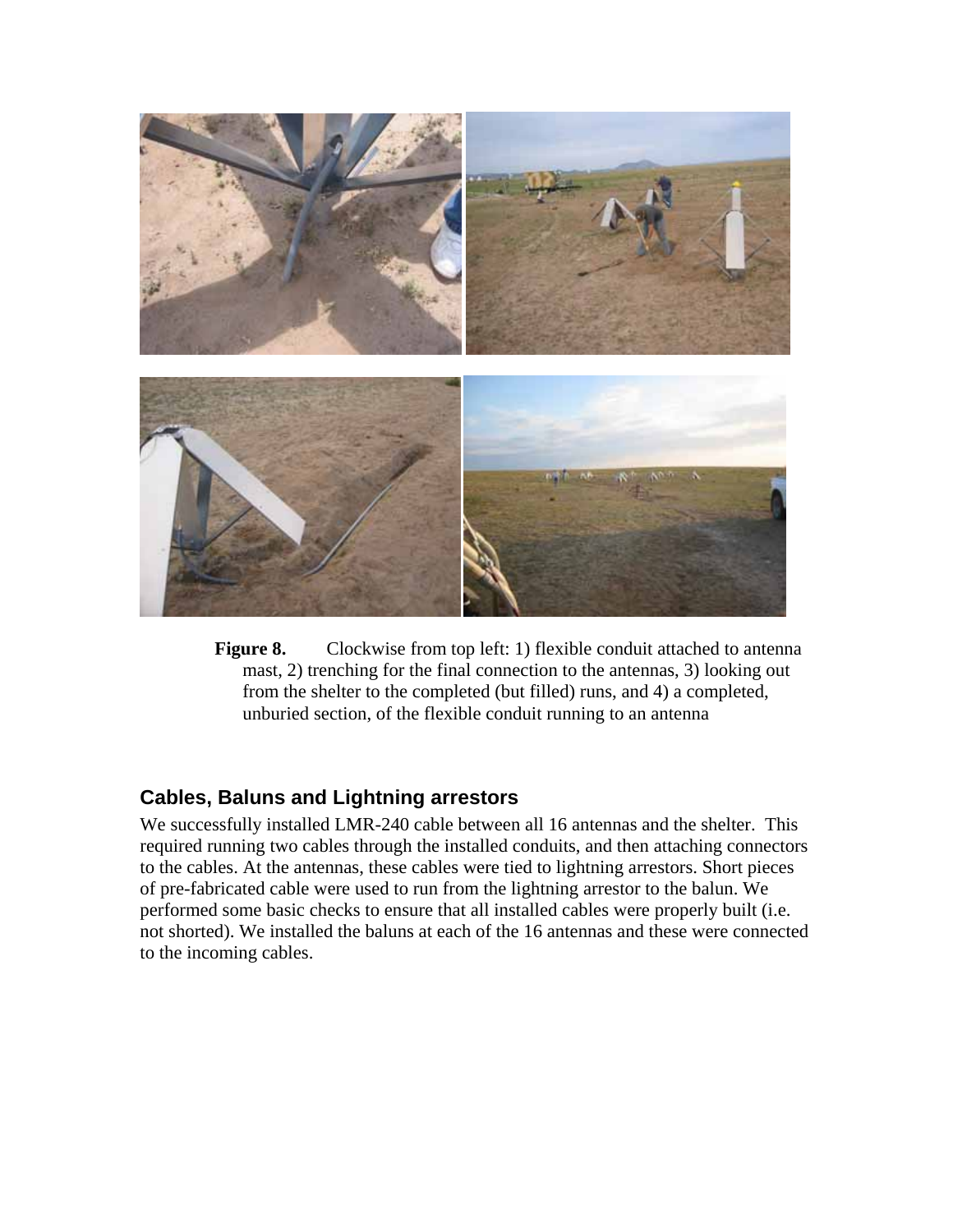**Figure 8.** Clockwise from top left: 1) flexible conduit attached to antenna mast, 2) trenching for the final connection to the antennas, 3) looking out from the shelter to the completed (but filled) runs, and 4) a completed, unburied section, of the flexible conduit running to an antenna

## Cables, Baluns and Lightning arrestors

We successfully installed LMR-240 cable between all 16 antennas and the shelter. This required running two cables through the installed conduits, and then attaching connectors to the cables. At the antennas, these cables were tied to lightning arrestors. Short pieces of pre-fabricated cable were used to run from the lightning arrestor to the balun. We performed some basic checks to ensure that all installed cables were properly built (i.e. not shorted). We installed the baluns at each of the 16 antennas and these were connected to the incoming cables.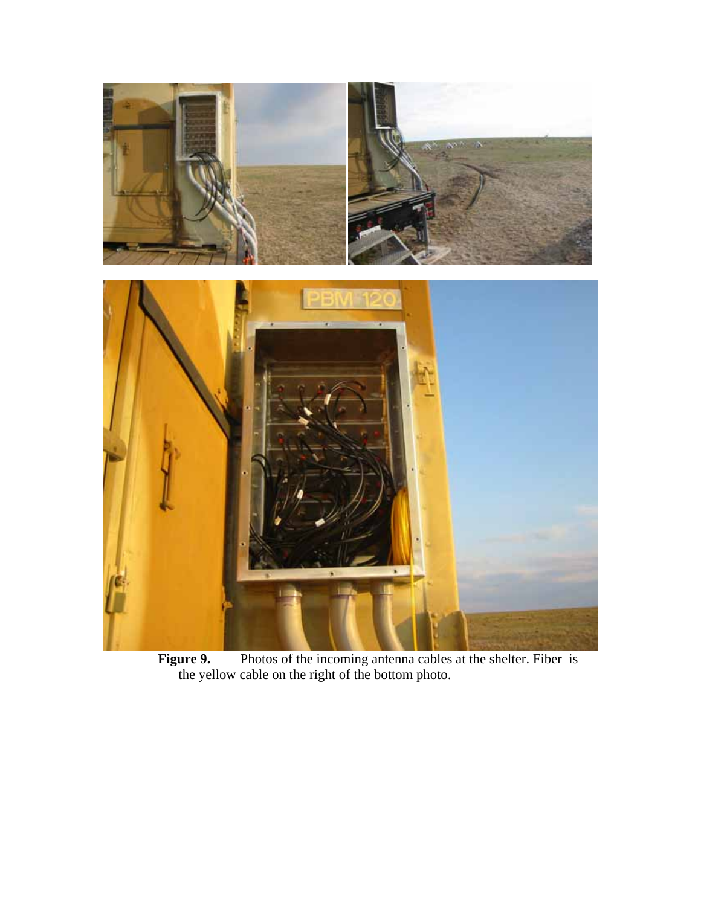**Figure 9.** Photos of the incoming antenna cables at the shelter. Fiber is the yellow cable on the right of the bottom photo.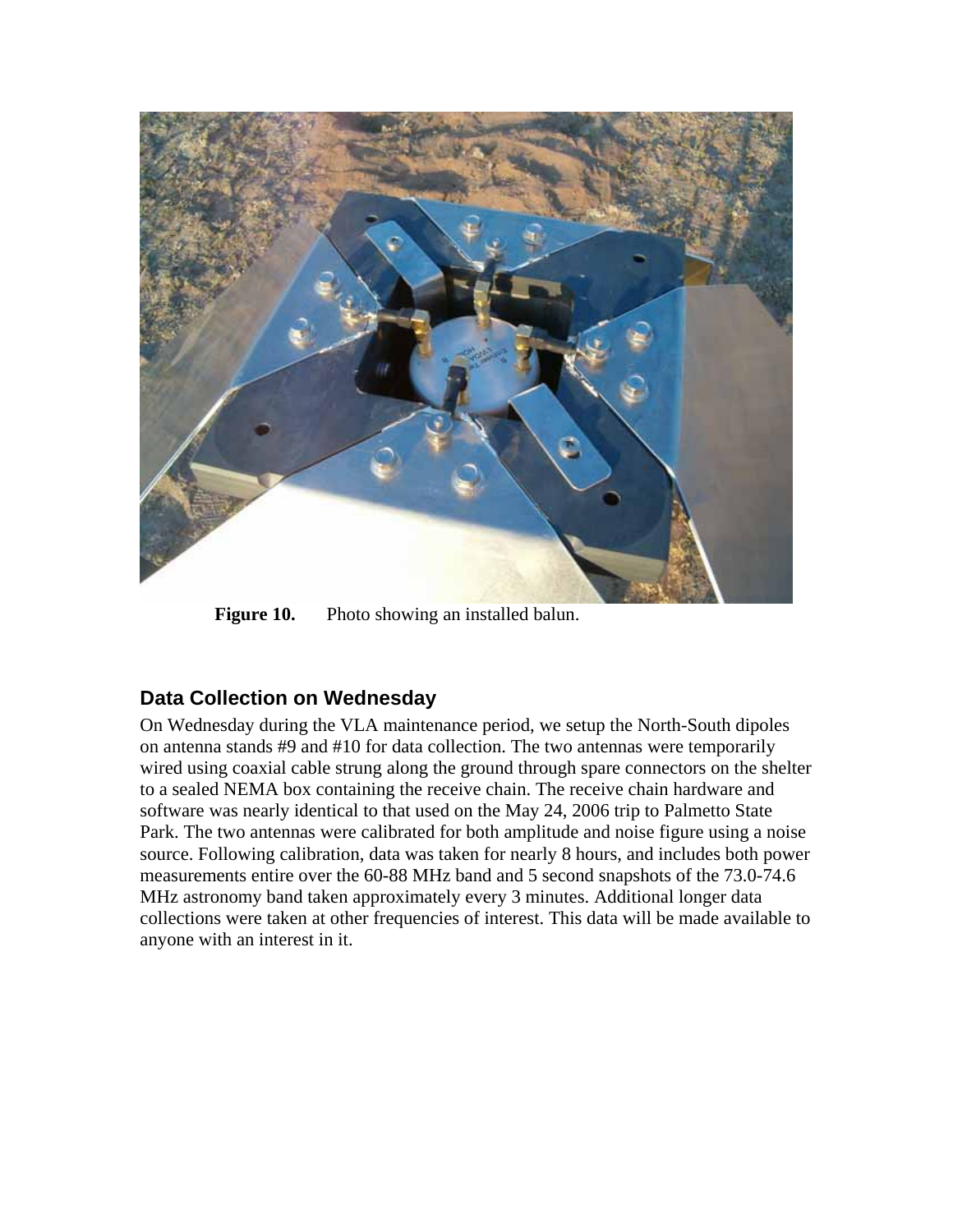**Figure 10.** Photo showing an installed balun.

## Data Collection on Wednesday

On Wednesday during the VLA maintenance period, we setup the North-South dipoles on antenna stands #9 and #10 for data collection. The two antennas were temporarily wired using coaxial cable strung along the ground through spare connectors on the shelter to a sealed NEMA box containing the receive chain. The receive chain hardware and software was nearly identical to that used on the May 24, 2006 trip to Palmetto State Park. The two antennas were calibrated for both amplitude and noise figure using a noise source. Following calibration, data was taken for nearly 8 hours, and includes both power measurements entire over the 60-88 MHz band and 5 second snapshots of the 73.0-74.6 MHz astronomy band taken approximately every 3 minutes. Additional longer data collections were taken at other frequencies of interest. This data will be made available to anyone with an interest in it.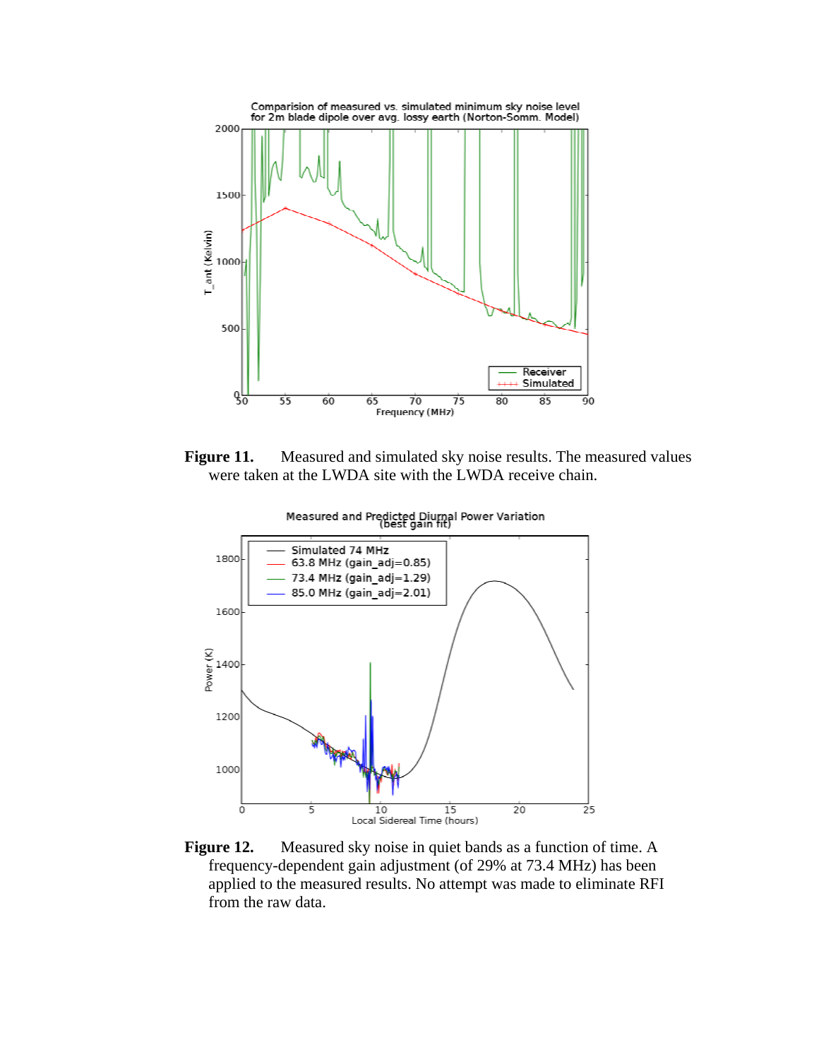**Figure 11.** Measured and simulated sky noise results. The measured values were taken at the LWDA site with the LWDA receive chain.

**Figure 12.** Measured sky noise in quiet bands as a function of time. A frequency-dependent gain adjustment (of 29% at 73.4 MHz) has been applied to the measured results. No attempt was made to eliminate RFI from the raw data.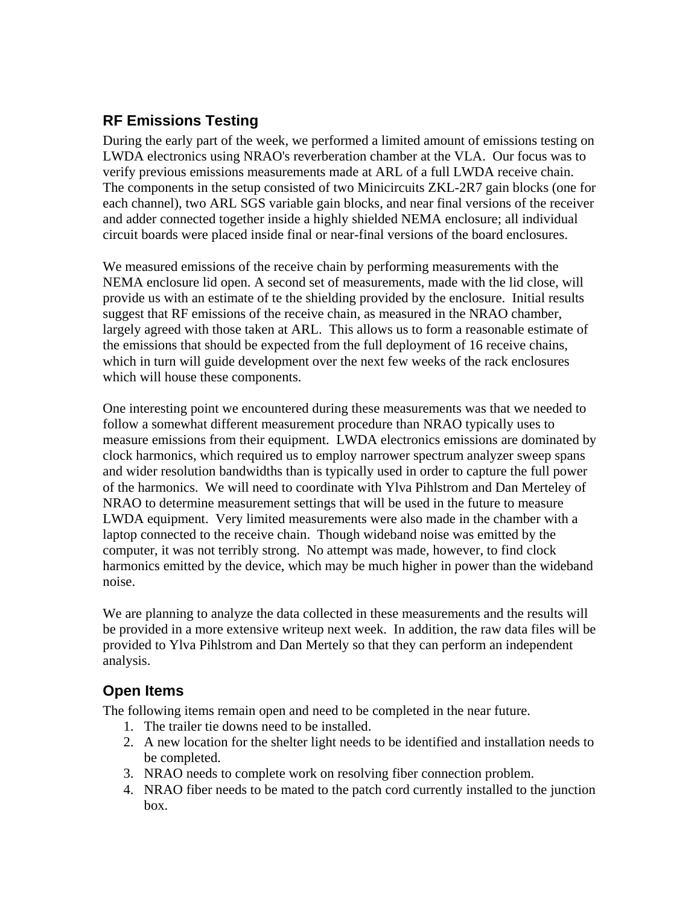## RF Emissions Testing

During the early part of the week, we performed a limited amount of emissions testing on LWDA electronics using NRAO's reverberation chamber at the VLA. Our focus was to verify previous emissions measurements made at ARL of a full LWDA receive chain. The components in the setup consisted of two Minicircuits ZKL-2R7 gain blocks (one for each channel), two ARL SGS variable gain blocks, and near final versions of the receiver and adder connected together inside a highly shielded NEMA enclosure; all individual circuit boards were placed inside final or near-final versions of the board enclosures.

We measured emissions of the receive chain by performing measurements with the NEMA enclosure lid open. A second set of measurements, made with the lid close, will provide us with an estimate of te the shielding provided by the enclosure. Initial results suggest that RF emissions of the receive chain, as measured in the NRAO chamber, largely agreed with those taken at ARL. This allows us to form a reasonable estimate of the emissions that should be expected from the full deployment of 16 receive chains, which in turn will guide development over the next few weeks of the rack enclosures which will house these components.

One interesting point we encountered during these measurements was that we needed to follow a somewhat different measurement procedure than NRAO typically uses to measure emissions from their equipment. LWDA electronics emissions are dominated by clock harmonics, which required us to employ narrower spectrum analyzer sweep spans and wider resolution bandwidths than is typically used in order to capture the full power of the harmonics. We will need to coordinate with Ylva Pihlstrom and Dan Merteley of NRAO to determine measurement settings that will be used in the future to measure LWDA equipment. Very limited measurements were also made in the chamber with a laptop connected to the receive chain. Though wideband noise was emitted by the computer, it was not terribly strong. No attempt was made, however, to find clock harmonics emitted by the device, which may be much higher in power than the wideband noise.

We are planning to analyze the data collected in these measurements and the results will be provided in a more extensive writeup next week. In addition, the raw data files will be provided to Ylva Pihlstrom and Dan Mertely so that they can perform an independent analysis.

## Open Items

The following items remain open and need to be completed in the near future.

1. The trailer tie downs need to be installed.
2. A new location for the shelter light needs to be identified and installation needs to be completed.
3. NRAO needs to complete work on resolving fiber connection problem.
4. NRAO fiber needs to be mated to the patch cord currently installed to the junction box.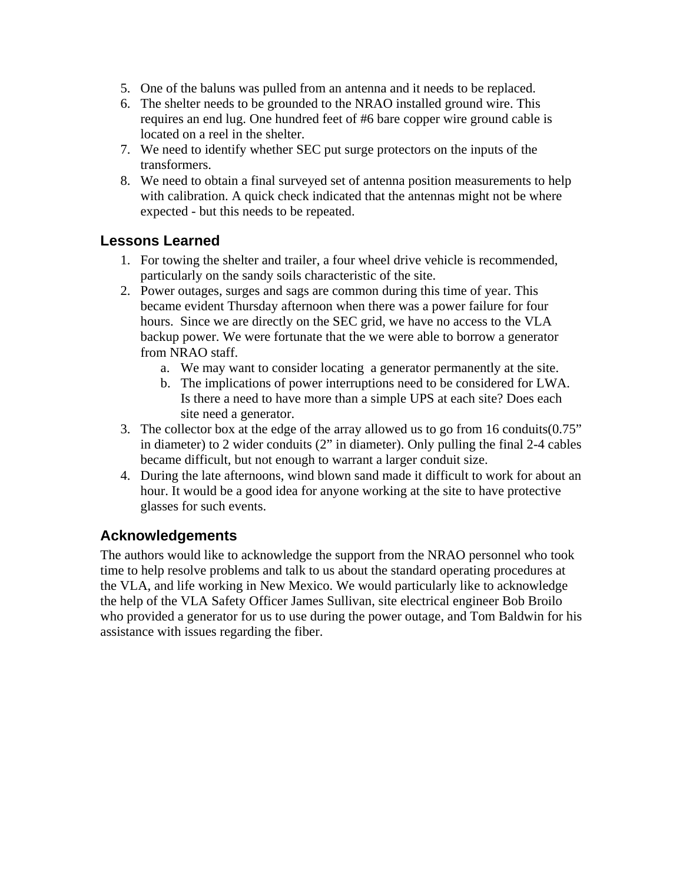5. One of the baluns was pulled from an antenna and it needs to be replaced.
6. The shelter needs to be grounded to the NRAO installed ground wire. This requires an end lug. One hundred feet of #6 bare copper wire ground cable is located on a reel in the shelter.
7. We need to identify whether SEC put surge protectors on the inputs of the transformers.
8. We need to obtain a final surveyed set of antenna position measurements to help with calibration. A quick check indicated that the antennas might not be where expected - but this needs to be repeated.

## Lessons Learned

1. For towing the shelter and trailer, a four wheel drive vehicle is recommended, particularly on the sandy soils characteristic of the site.
2. Power outages, surges and sags are common during this time of year. This became evident Thursday afternoon when there was a power failure for four hours. Since we are directly on the SEC grid, we have no access to the VLA backup power. We were fortunate that the we were able to borrow a generator from NRAO staff.
    a. We may want to consider locating a generator permanently at the site.
    b. The implications of power interruptions need to be considered for LWA. Is there a need to have more than a simple UPS at each site? Does each site need a generator.
3. The collector box at the edge of the array allowed us to go from 16 conduits(0.75" in diameter) to 2 wider conduits (2" in diameter). Only pulling the final 2-4 cables became difficult, but not enough to warrant a larger conduit size.
4. During the late afternoons, wind blown sand made it difficult to work for about an hour. It would be a good idea for anyone working at the site to have protective glasses for such events.

## Acknowledgements

The authors would like to acknowledge the support from the NRAO personnel who took time to help resolve problems and talk to us about the standard operating procedures at the VLA, and life working in New Mexico. We would particularly like to acknowledge the help of the VLA Safety Officer James Sullivan, site electrical engineer Bob Broilo who provided a generator for us to use during the power outage, and Tom Baldwin for his assistance with issues regarding the fiber.